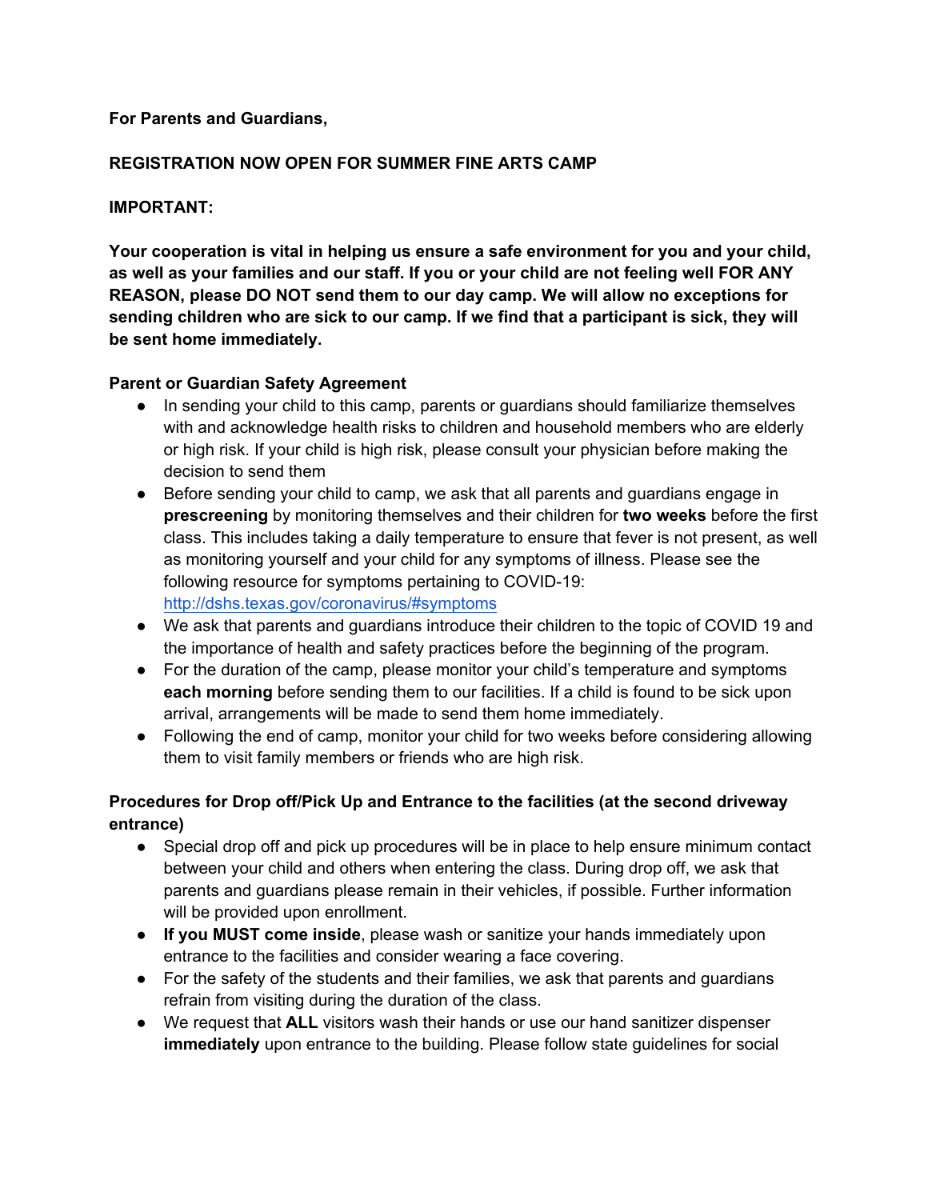**For Parents and Guardians,**

**REGISTRATION NOW OPEN FOR SUMMER FINE ARTS CAMP**

**IMPORTANT:**

**Your cooperation is vital in helping us ensure a safe environment for you and your child, as well as your families and our staff. If you or your child are not feeling well FOR ANY REASON, please DO NOT send them to our day camp. We will allow no exceptions for sending children who are sick to our camp. If we find that a participant is sick, they will be sent home immediately.**

**Parent or Guardian Safety Agreement**

- In sending your child to this camp, parents or guardians should familiarize themselves with and acknowledge health risks to children and household members who are elderly or high risk. If your child is high risk, please consult your physician before making the decision to send them
- Before sending your child to camp, we ask that all parents and guardians engage in **prescreening** by monitoring themselves and their children for **two weeks** before the first class. This includes taking a daily temperature to ensure that fever is not present, as well as monitoring yourself and your child for any symptoms of illness. Please see the following resource for symptoms pertaining to COVID-19: [http://dshs.texas.gov/coronavirus/#symptoms](http://dshs.texas.gov/coronavirus/#symptoms)
- We ask that parents and guardians introduce their children to the topic of COVID 19 and the importance of health and safety practices before the beginning of the program.
- For the duration of the camp, please monitor your child's temperature and symptoms **each morning** before sending them to our facilities. If a child is found to be sick upon arrival, arrangements will be made to send them home immediately.
- Following the end of camp, monitor your child for two weeks before considering allowing them to visit family members or friends who are high risk.

**Procedures for Drop off/Pick Up and Entrance to the facilities (at the second driveway entrance)**

- Special drop off and pick up procedures will be in place to help ensure minimum contact between your child and others when entering the class. During drop off, we ask that parents and guardians please remain in their vehicles, if possible. Further information will be provided upon enrollment.
- **If you MUST come inside**, please wash or sanitize your hands immediately upon entrance to the facilities and consider wearing a face covering.
- For the safety of the students and their families, we ask that parents and guardians refrain from visiting during the duration of the class.
- We request that **ALL** visitors wash their hands or use our hand sanitizer dispenser **immediately** upon entrance to the building. Please follow state guidelines for social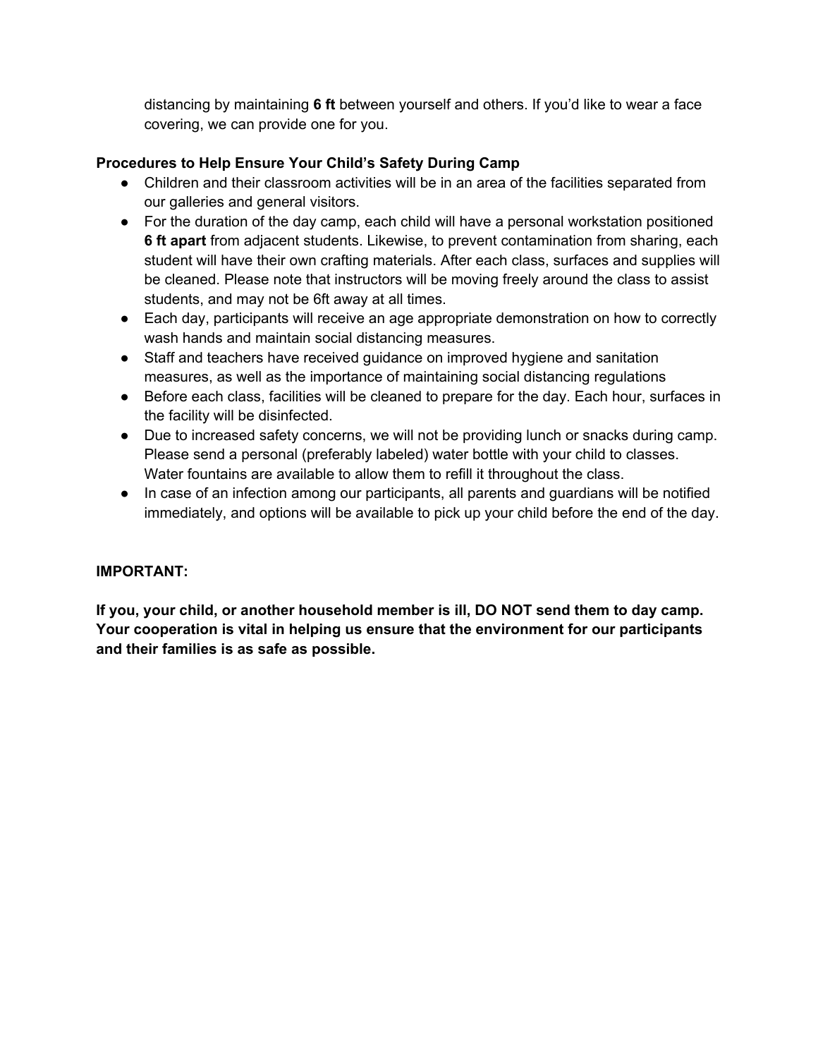distancing by maintaining **6 ft** between yourself and others. If you'd like to wear a face covering, we can provide one for you.

**Procedures to Help Ensure Your Child's Safety During Camp**

- Children and their classroom activities will be in an area of the facilities separated from our galleries and general visitors.
- For the duration of the day camp, each child will have a personal workstation positioned **6 ft apart** from adjacent students. Likewise, to prevent contamination from sharing, each student will have their own crafting materials. After each class, surfaces and supplies will be cleaned. Please note that instructors will be moving freely around the class to assist students, and may not be 6ft away at all times.
- Each day, participants will receive an age appropriate demonstration on how to correctly wash hands and maintain social distancing measures.
- Staff and teachers have received guidance on improved hygiene and sanitation measures, as well as the importance of maintaining social distancing regulations
- Before each class, facilities will be cleaned to prepare for the day. Each hour, surfaces in the facility will be disinfected.
- Due to increased safety concerns, we will not be providing lunch or snacks during camp. Please send a personal (preferably labeled) water bottle with your child to classes. Water fountains are available to allow them to refill it throughout the class.
- In case of an infection among our participants, all parents and guardians will be notified immediately, and options will be available to pick up your child before the end of the day.

**IMPORTANT:**

**If you, your child, or another household member is ill, DO NOT send them to day camp. Your cooperation is vital in helping us ensure that the environment for our participants and their families is as safe as possible.**